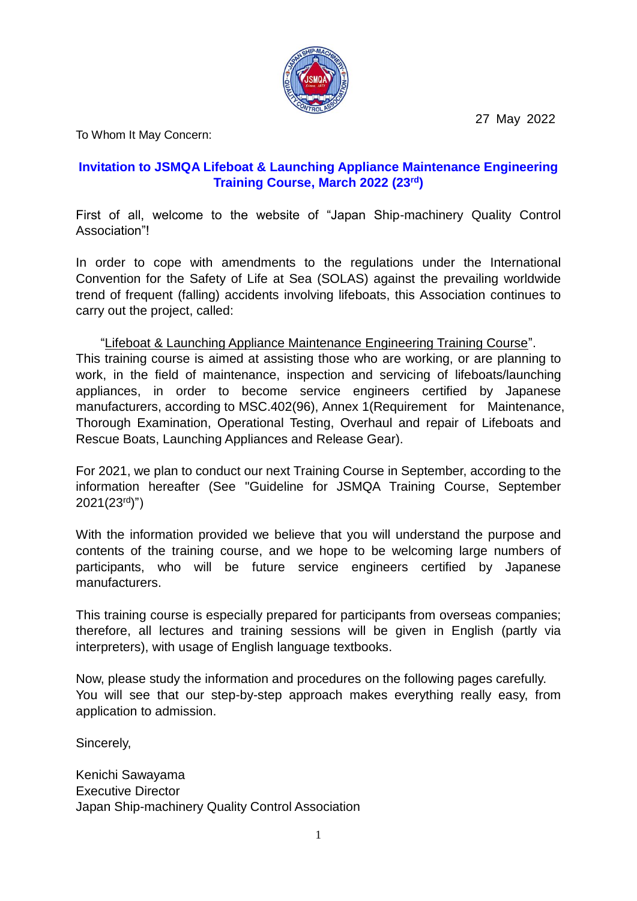27 May 2022

To Whom It May Concern:

## Invitation to JSMQA Lifeboat & Launching Appliance Maintenance Engineering Training Course, March 2022 (23rd)

First of all, welcome to the website of “Japan Ship-machinery Quality Control Association”!

In order to cope with amendments to the regulations under the International Convention for the Safety of Life at Sea (SOLAS) against the prevailing worldwide trend of frequent (falling) accidents involving lifeboats, this Association continues to carry out the project, called:

“Lifeboat & Launching Appliance Maintenance Engineering Training Course”.
This training course is aimed at assisting those who are working, or are planning to work, in the field of maintenance, inspection and servicing of lifeboats/launching appliances, in order to become service engineers certified by Japanese manufacturers, according to MSC.402(96), Annex 1(Requirement for Maintenance, Thorough Examination, Operational Testing, Overhaul and repair of Lifeboats and Rescue Boats, Launching Appliances and Release Gear).

For 2021, we plan to conduct our next Training Course in September, according to the information hereafter (See "Guideline for JSMQA Training Course, September 2021(23rd)")

With the information provided we believe that you will understand the purpose and contents of the training course, and we hope to be welcoming large numbers of participants, who will be future service engineers certified by Japanese manufacturers.

This training course is especially prepared for participants from overseas companies; therefore, all lectures and training sessions will be given in English (partly via interpreters), with usage of English language textbooks.

Now, please study the information and procedures on the following pages carefully.
You will see that our step-by-step approach makes everything really easy, from application to admission.

Sincerely,

Kenichi Sawayama
Executive Director
Japan Ship-machinery Quality Control Association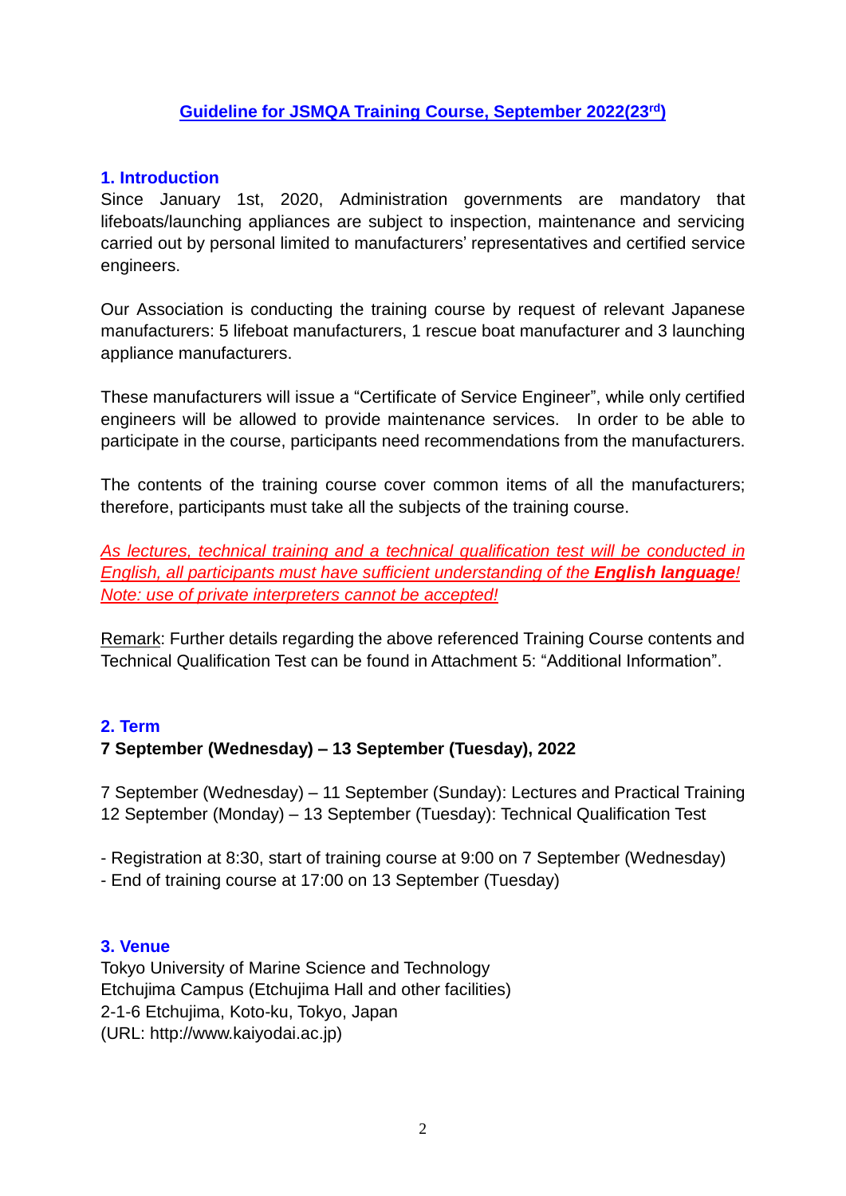## Guideline for JSMQA Training Course, September 2022(23rd)

### 1. Introduction

Since January 1st, 2020, Administration governments are mandatory that lifeboats/launching appliances are subject to inspection, maintenance and servicing carried out by personal limited to manufacturers' representatives and certified service engineers.

Our Association is conducting the training course by request of relevant Japanese manufacturers: 5 lifeboat manufacturers, 1 rescue boat manufacturer and 3 launching appliance manufacturers.

These manufacturers will issue a "Certificate of Service Engineer", while only certified engineers will be allowed to provide maintenance services. In order to be able to participate in the course, participants need recommendations from the manufacturers.

The contents of the training course cover common items of all the manufacturers; therefore, participants must take all the subjects of the training course.

*As lectures, technical training and a technical qualification test will be conducted in English, all participants must have sufficient understanding of the **English language**! Note: use of private interpreters cannot be accepted!*

Remark: Further details regarding the above referenced Training Course contents and Technical Qualification Test can be found in Attachment 5: "Additional Information".

### 2. Term

**7 September (Wednesday) – 13 September (Tuesday), 2022**

7 September (Wednesday) – 11 September (Sunday): Lectures and Practical Training
12 September (Monday) – 13 September (Tuesday): Technical Qualification Test

- Registration at 8:30, start of training course at 9:00 on 7 September (Wednesday)
- End of training course at 17:00 on 13 September (Tuesday)

### 3. Venue

Tokyo University of Marine Science and Technology
Etchujima Campus (Etchujima Hall and other facilities)
2-1-6 Etchujima, Koto-ku, Tokyo, Japan
(URL: http://www.kaiyodai.ac.jp)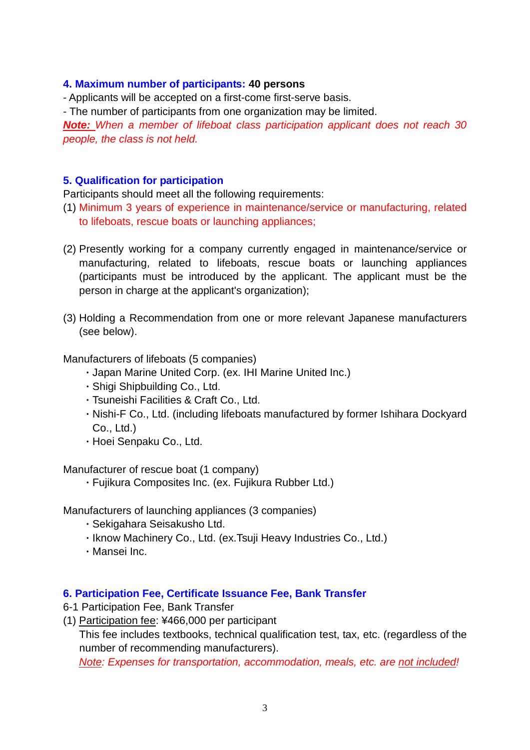## 4. Maximum number of participants: 40 persons

- Applicants will be accepted on a first-come first-serve basis.
- The number of participants from one organization may be limited.

***Note:*** *When a member of lifeboat class participation applicant does not reach 30 people, the class is not held.*

## 5. Qualification for participation

Participants should meet all the following requirements:

(1) Minimum 3 years of experience in maintenance/service or manufacturing, related to lifeboats, rescue boats or launching appliances;

(2) Presently working for a company currently engaged in maintenance/service or manufacturing, related to lifeboats, rescue boats or launching appliances (participants must be introduced by the applicant. The applicant must be the person in charge at the applicant's organization);

(3) Holding a Recommendation from one or more relevant Japanese manufacturers (see below).

Manufacturers of lifeboats (5 companies)

- Japan Marine United Corp. (ex. IHI Marine United Inc.)
- Shigi Shipbuilding Co., Ltd.
- Tsuneishi Facilities & Craft Co., Ltd.
- Nishi-F Co., Ltd. (including lifeboats manufactured by former Ishihara Dockyard Co., Ltd.)
- Hoei Senpaku Co., Ltd.

Manufacturer of rescue boat (1 company)

- Fujikura Composites Inc. (ex. Fujikura Rubber Ltd.)

Manufacturers of launching appliances (3 companies)

- Sekigahara Seisakusho Ltd.
- Iknow Machinery Co., Ltd. (ex.Tsuji Heavy Industries Co., Ltd.)
- Mansei Inc.

## 6. Participation Fee, Certificate Issuance Fee, Bank Transfer

6-1 Participation Fee, Bank Transfer

(1) Participation fee: ¥466,000 per participant

This fee includes textbooks, technical qualification test, tax, etc. (regardless of the number of recommending manufacturers).

*Note: Expenses for transportation, accommodation, meals, etc. are not included!*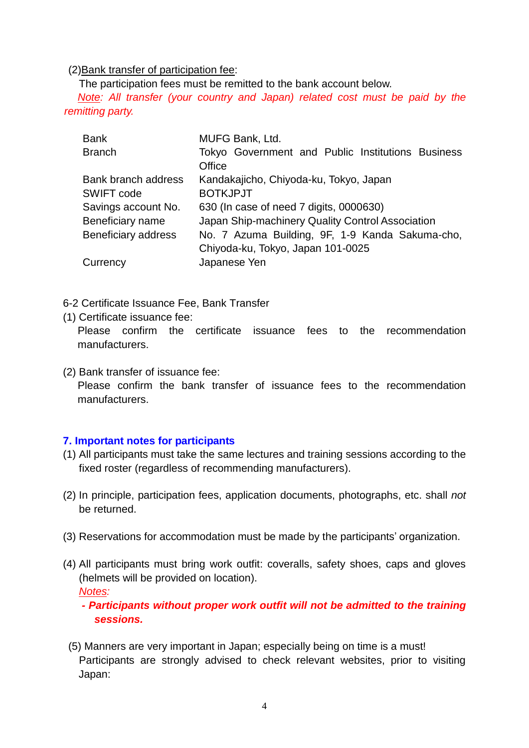(2)Bank transfer of participation fee:

The participation fees must be remitted to the bank account below.

*Note: All transfer (your country and Japan) related cost must be paid by the remitting party.*

| | |
|---|---|
| Bank | MUFG Bank, Ltd. |
| Branch | Tokyo Government and Public Institutions Business Office |
| Bank branch address | Kandakajicho, Chiyoda-ku, Tokyo, Japan |
| SWIFT code | BOTKJPJT |
| Savings account No. | 630 (In case of need 7 digits, 0000630) |
| Beneficiary name | Japan Ship-machinery Quality Control Association |
| Beneficiary address | No. 7 Azuma Building, 9F, 1-9 Kanda Sakuma-cho, Chiyoda-ku, Tokyo, Japan 101-0025 |
| Currency | Japanese Yen |

6-2 Certificate Issuance Fee, Bank Transfer

(1) Certificate issuance fee:

Please confirm the certificate issuance fees to the recommendation manufacturers.

(2) Bank transfer of issuance fee:

Please confirm the bank transfer of issuance fees to the recommendation manufacturers.

## 7. Important notes for participants

(1) All participants must take the same lectures and training sessions according to the fixed roster (regardless of recommending manufacturers).

(2) In principle, participation fees, application documents, photographs, etc. shall *not* be returned.

(3) Reservations for accommodation must be made by the participants' organization.

(4) All participants must bring work outfit: coveralls, safety shoes, caps and gloves (helmets will be provided on location).

*Notes:*

***- Participants without proper work outfit will not be admitted to the training sessions.***

(5) Manners are very important in Japan; especially being on time is a must! Participants are strongly advised to check relevant websites, prior to visiting Japan: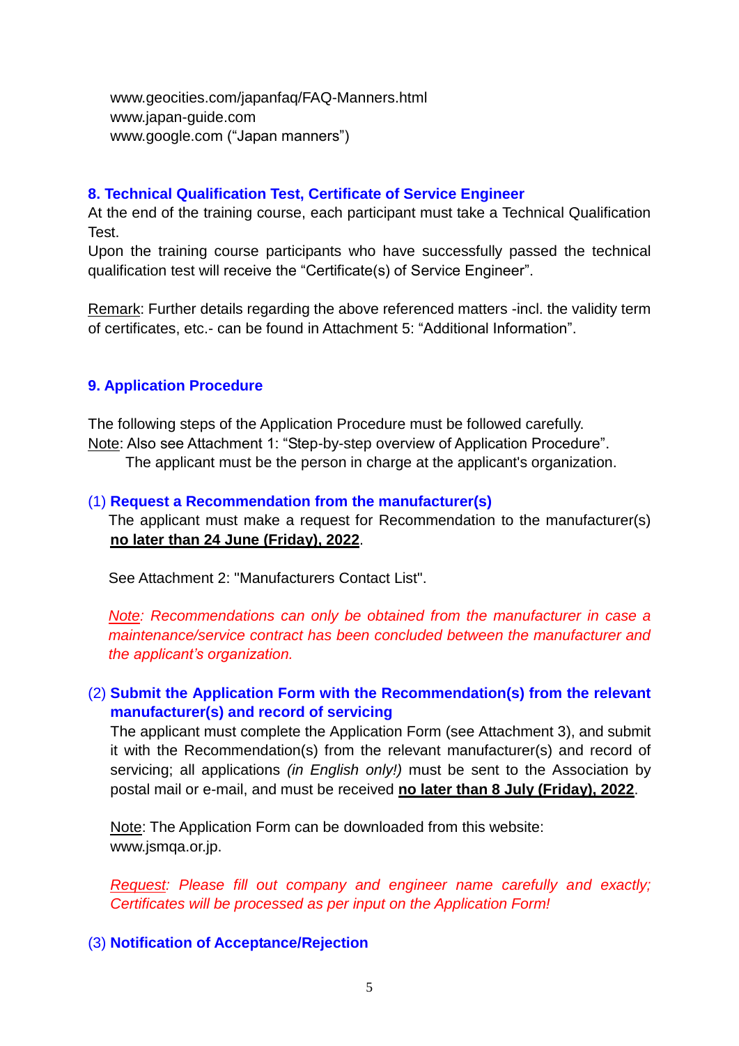www.geocities.com/japanfaq/FAQ-Manners.html
www.japan-guide.com
www.google.com ("Japan manners")

## 8. Technical Qualification Test, Certificate of Service Engineer

At the end of the training course, each participant must take a Technical Qualification Test.
Upon the training course participants who have successfully passed the technical qualification test will receive the "Certificate(s) of Service Engineer".

Remark: Further details regarding the above referenced matters -incl. the validity term of certificates, etc.- can be found in Attachment 5: "Additional Information".

## 9. Application Procedure

The following steps of the Application Procedure must be followed carefully.
Note: Also see Attachment 1: "Step-by-step overview of Application Procedure".
The applicant must be the person in charge at the applicant's organization.

### (1) Request a Recommendation from the manufacturer(s)

The applicant must make a request for Recommendation to the manufacturer(s) **no later than 24 June (Friday), 2022**.

See Attachment 2: "Manufacturers Contact List".

*Note: Recommendations can only be obtained from the manufacturer in case a maintenance/service contract has been concluded between the manufacturer and the applicant's organization.*

### (2) Submit the Application Form with the Recommendation(s) from the relevant manufacturer(s) and record of servicing

The applicant must complete the Application Form (see Attachment 3), and submit it with the Recommendation(s) from the relevant manufacturer(s) and record of servicing; all applications *(in English only!)* must be sent to the Association by postal mail or e-mail, and must be received **no later than 8 July (Friday), 2022**.

Note: The Application Form can be downloaded from this website: www.jsmqa.or.jp.

*Request: Please fill out company and engineer name carefully and exactly; Certificates will be processed as per input on the Application Form!*

### (3) Notification of Acceptance/Rejection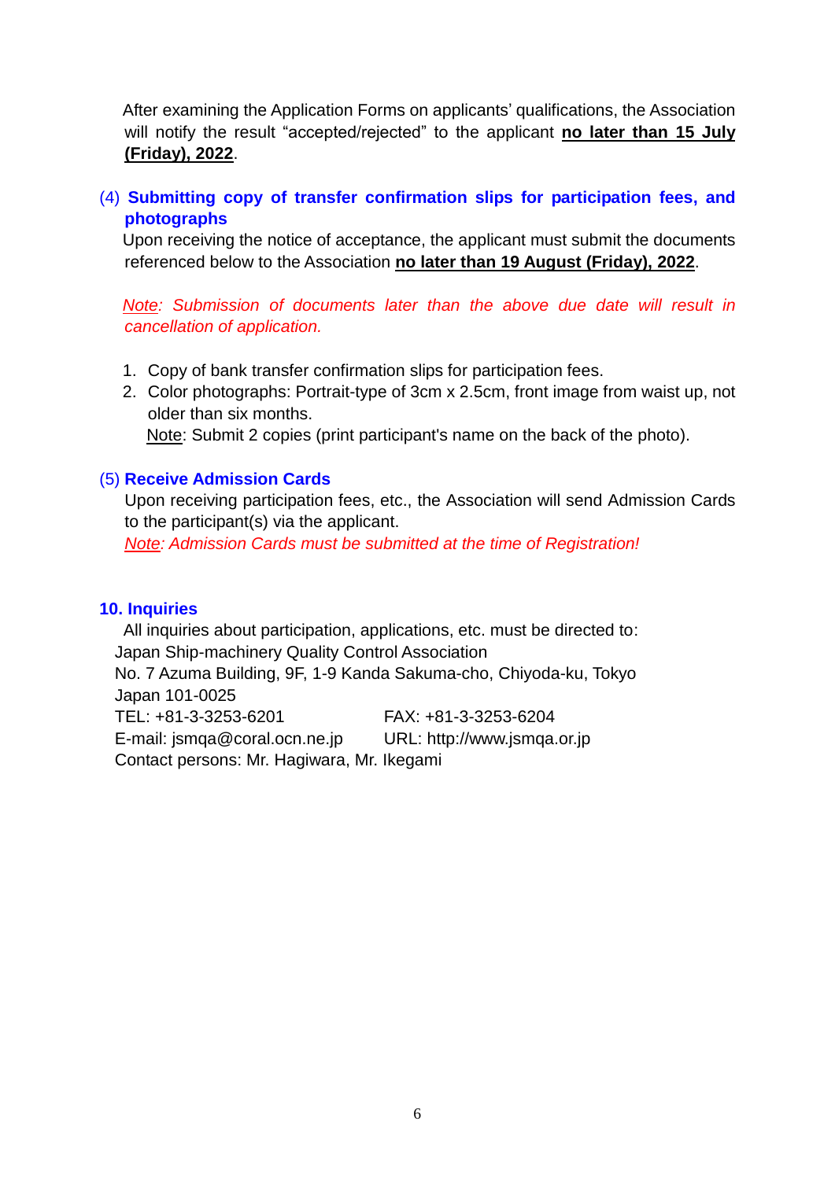After examining the Application Forms on applicants' qualifications, the Association will notify the result "accepted/rejected" to the applicant **no later than 15 July (Friday), 2022**.

### (4) Submitting copy of transfer confirmation slips for participation fees, and photographs

Upon receiving the notice of acceptance, the applicant must submit the documents referenced below to the Association **no later than 19 August (Friday), 2022**.

*Note: Submission of documents later than the above due date will result in cancellation of application.*

1. Copy of bank transfer confirmation slips for participation fees.
2. Color photographs: Portrait-type of 3cm x 2.5cm, front image from waist up, not older than six months.
   Note: Submit 2 copies (print participant's name on the back of the photo).

### (5) Receive Admission Cards

Upon receiving participation fees, etc., the Association will send Admission Cards to the participant(s) via the applicant.

*Note: Admission Cards must be submitted at the time of Registration!*

## 10. Inquiries

All inquiries about participation, applications, etc. must be directed to:

Japan Ship-machinery Quality Control Association
No. 7 Azuma Building, 9F, 1-9 Kanda Sakuma-cho, Chiyoda-ku, Tokyo
Japan 101-0025
TEL: +81-3-3253-6201　　FAX: +81-3-3253-6204
E-mail: jsmqa@coral.ocn.ne.jp　　URL: http://www.jsmqa.or.jp
Contact persons: Mr. Hagiwara, Mr. Ikegami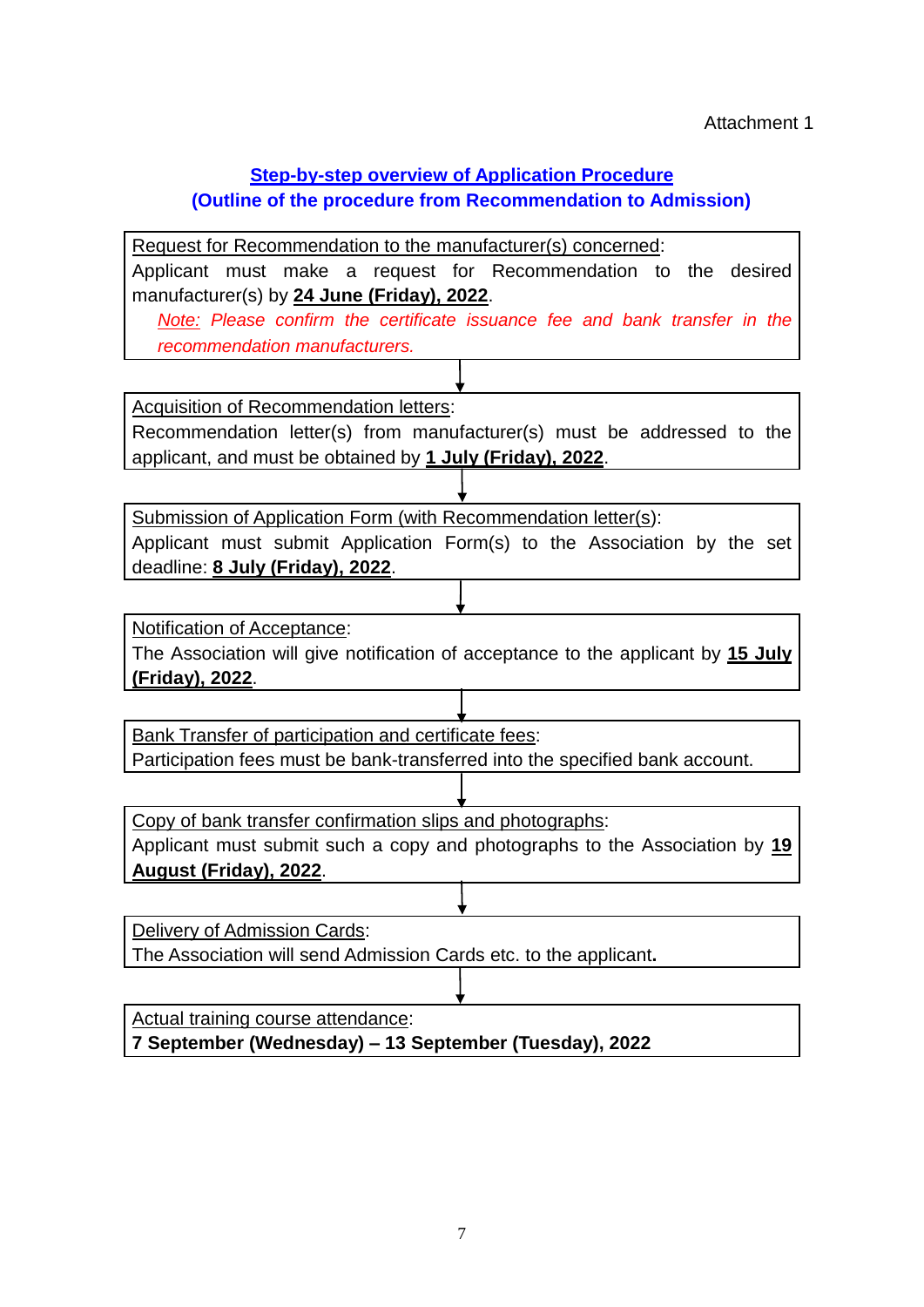Attachment 1

## Step-by-step overview of Application Procedure
## (Outline of the procedure from Recommendation to Admission)

Request for Recommendation to the manufacturer(s) concerned:
Applicant must make a request for Recommendation to the desired manufacturer(s) by **24 June (Friday), 2022**.

*Note: Please confirm the certificate issuance fee and bank transfer in the recommendation manufacturers.*

↓

Acquisition of Recommendation letters:
Recommendation letter(s) from manufacturer(s) must be addressed to the applicant, and must be obtained by **1 July (Friday), 2022**.

↓

Submission of Application Form (with Recommendation letter(s)):
Applicant must submit Application Form(s) to the Association by the set deadline: **8 July (Friday), 2022**.

↓

Notification of Acceptance:
The Association will give notification of acceptance to the applicant by **15 July (Friday), 2022**.

↓

Bank Transfer of participation and certificate fees:
Participation fees must be bank-transferred into the specified bank account.

↓

Copy of bank transfer confirmation slips and photographs:
Applicant must submit such a copy and photographs to the Association by **19 August (Friday), 2022**.

↓

Delivery of Admission Cards:
The Association will send Admission Cards etc. to the applicant.

↓

Actual training course attendance:
**7 September (Wednesday) – 13 September (Tuesday), 2022**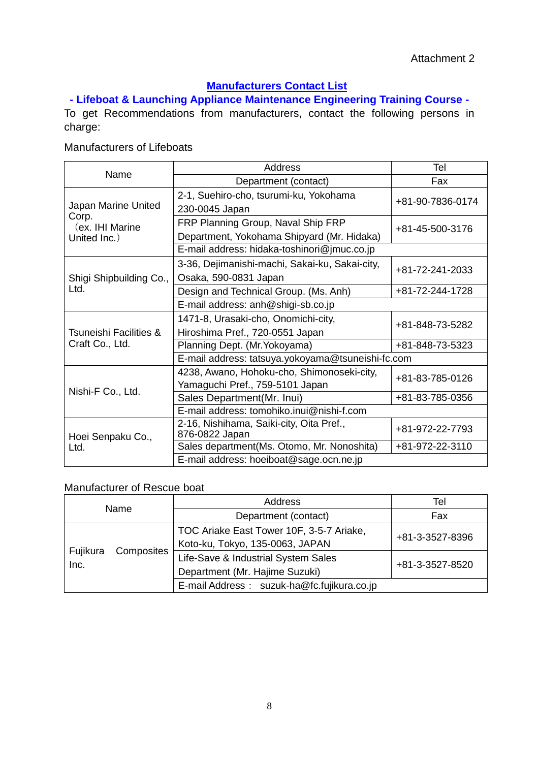Attachment 2

## Manufacturers Contact List

### - Lifeboat & Launching Appliance Maintenance Engineering Training Course -

To get Recommendations from manufacturers, contact the following persons in charge:

Manufacturers of Lifeboats

| Name | Address / Department (contact) | Tel / Fax |
|---|---|---|
| Japan Marine United Corp. (ex. IHI Marine United Inc.) | 2-1, Suehiro-cho, tsurumi-ku, Yokohama 230-0045 Japan | +81-90-7836-0174 |
| | FRP Planning Group, Naval Ship FRP Department, Yokohama Shipyard (Mr. Hidaka) | +81-45-500-3176 |
| | E-mail address: hidaka-toshinori@jmuc.co.jp | |
| Shigi Shipbuilding Co., Ltd. | 3-36, Dejimanishi-machi, Sakai-ku, Sakai-city, Osaka, 590-0831 Japan | +81-72-241-2033 |
| | Design and Technical Group. (Ms. Anh) | +81-72-244-1728 |
| | E-mail address: anh@shigi-sb.co.jp | |
| Tsuneishi Facilities & Craft Co., Ltd. | 1471-8, Urasaki-cho, Onomichi-city, Hiroshima Pref., 720-0551 Japan | +81-848-73-5282 |
| | Planning Dept. (Mr.Yokoyama) | +81-848-73-5323 |
| | E-mail address: tatsuya.yokoyama@tsuneishi-fc.com | |
| Nishi-F Co., Ltd. | 4238, Awano, Hohoku-cho, Shimonoseki-city, Yamaguchi Pref., 759-5101 Japan | +81-83-785-0126 |
| | Sales Department(Mr. Inui) | +81-83-785-0356 |
| | E-mail address: tomohiko.inui@nishi-f.com | |
| Hoei Senpaku Co., Ltd. | 2-16, Nishihama, Saiki-city, Oita Pref., 876-0822 Japan | +81-972-22-7793 |
| | Sales department(Ms. Otomo, Mr. Nonoshita) | +81-972-22-3110 |
| | E-mail address: hoeiboat@sage.ocn.ne.jp | |

Manufacturer of Rescue boat

| Name | Address / Department (contact) | Tel / Fax |
|---|---|---|
| Fujikura Composites Inc. | TOC Ariake East Tower 10F, 3-5-7 Ariake, Koto-ku, Tokyo, 135-0063, JAPAN | +81-3-3527-8396 |
| | Life-Save & Industrial System Sales Department (Mr. Hajime Suzuki) | +81-3-3527-8520 |
| | E-mail Address： suzuk-ha@fc.fujikura.co.jp | |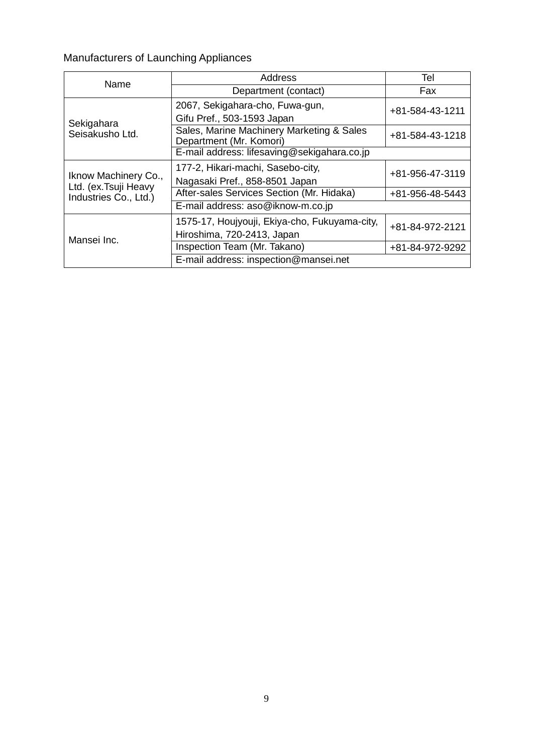Manufacturers of Launching Appliances

| Name | Address | Tel |
|---|---|---|
| | Department (contact) | Fax |
| Sekigahara Seisakusho Ltd. | 2067, Sekigahara-cho, Fuwa-gun, Gifu Pref., 503-1593 Japan | +81-584-43-1211 |
| | Sales, Marine Machinery Marketing & Sales Department (Mr. Komori) | +81-584-43-1218 |
| | E-mail address: lifesaving@sekigahara.co.jp | |
| Iknow Machinery Co., Ltd. (ex.Tsuji Heavy Industries Co., Ltd.) | 177-2, Hikari-machi, Sasebo-city, Nagasaki Pref., 858-8501 Japan | +81-956-47-3119 |
| | After-sales Services Section (Mr. Hidaka) | +81-956-48-5443 |
| | E-mail address: aso@iknow-m.co.jp | |
| Mansei Inc. | 1575-17, Houjyouji, Ekiya-cho, Fukuyama-city, Hiroshima, 720-2413, Japan | +81-84-972-2121 |
| | Inspection Team (Mr. Takano) | +81-84-972-9292 |
| | E-mail address: inspection@mansei.net | |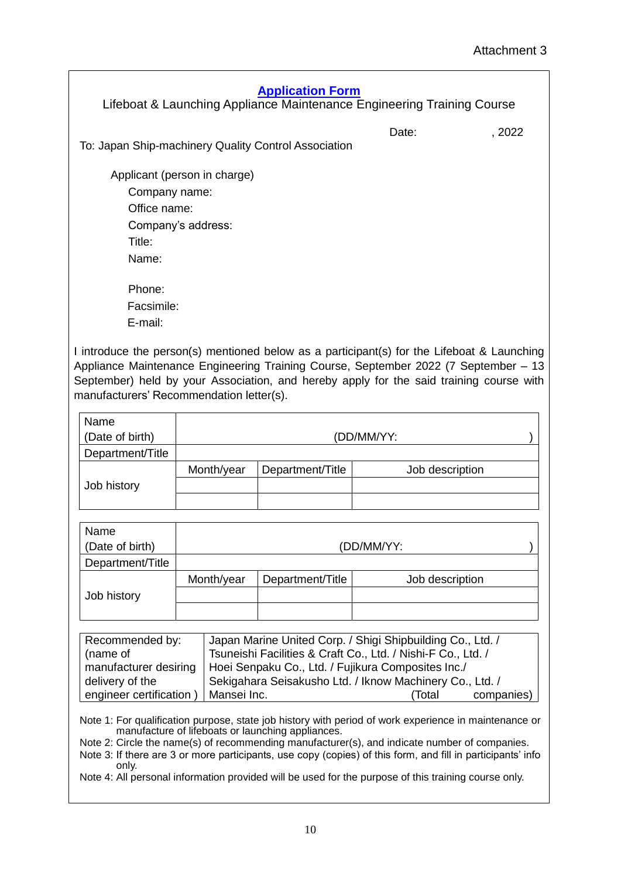Attachment 3

# Application Form

Lifeboat & Launching Appliance Maintenance Engineering Training Course

Date: , 2022

To: Japan Ship-machinery Quality Control Association

Applicant (person in charge)

Company name:

Office name:

Company's address:

Title:

Name:

Phone:

Facsimile:

E-mail:

I introduce the person(s) mentioned below as a participant(s) for the Lifeboat & Launching Appliance Maintenance Engineering Training Course, September 2022 (7 September – 13 September) held by your Association, and hereby apply for the said training course with manufacturers' Recommendation letter(s).

| Name (Date of birth) | (DD/MM/YY: ) | | |
|---|---|---|---|
| Department/Title | | | |
| Job history | Month/year | Department/Title | Job description |
| | | | |
| | | | |

| Name (Date of birth) | (DD/MM/YY: ) | | |
|---|---|---|---|
| Department/Title | | | |
| Job history | Month/year | Department/Title | Job description |
| | | | |
| | | | |

| Recommended by: (name of manufacturer desiring delivery of the engineer certification ) | Japan Marine United Corp. / Shigi Shipbuilding Co., Ltd. / Tsuneishi Facilities & Craft Co., Ltd. / Nishi-F Co., Ltd. / Hoei Senpaku Co., Ltd. / Fujikura Composites Inc./ Sekigahara Seisakusho Ltd. / Iknow Machinery Co., Ltd. / Mansei Inc. (Total companies) |
|---|---|

Note 1: For qualification purpose, state job history with period of work experience in maintenance or manufacture of lifeboats or launching appliances.

Note 2: Circle the name(s) of recommending manufacturer(s), and indicate number of companies.

Note 3: If there are 3 or more participants, use copy (copies) of this form, and fill in participants' info only.

Note 4: All personal information provided will be used for the purpose of this training course only.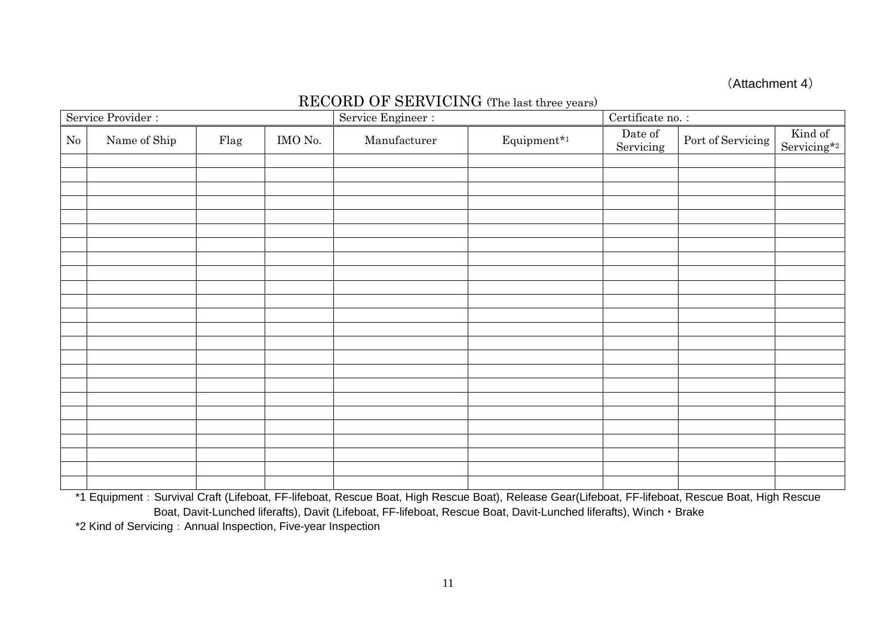(Attachment 4)

# RECORD OF SERVICING (The last three years)

| Service Provider : | | | | Service Engineer : | | Certificate no. : | | |
|---|---|---|---|---|---|---|---|---|
| No | Name of Ship | Flag | IMO No. | Manufacturer | Equipment*1 | Date of Servicing | Port of Servicing | Kind of Servicing*2 |
| | | | | | | | | |
| | | | | | | | | |
| | | | | | | | | |
| | | | | | | | | |
| | | | | | | | | |
| | | | | | | | | |
| | | | | | | | | |
| | | | | | | | | |
| | | | | | | | | |
| | | | | | | | | |
| | | | | | | | | |
| | | | | | | | | |
| | | | | | | | | |
| | | | | | | | | |
| | | | | | | | | |
| | | | | | | | | |
| | | | | | | | | |
| | | | | | | | | |
| | | | | | | | | |
| | | | | | | | | |
| | | | | | | | | |
| | | | | | | | | |
| | | | | | | | | |
| | | | | | | | | |

*1 Equipment：Survival Craft (Lifeboat, FF-lifeboat, Rescue Boat, High Rescue Boat), Release Gear(Lifeboat, FF-lifeboat, Rescue Boat, High Rescue Boat, Davit-Lunched liferafts), Davit (Lifeboat, FF-lifeboat, Rescue Boat, Davit-Lunched liferafts), Winch・Brake

*2 Kind of Servicing：Annual Inspection, Five-year Inspection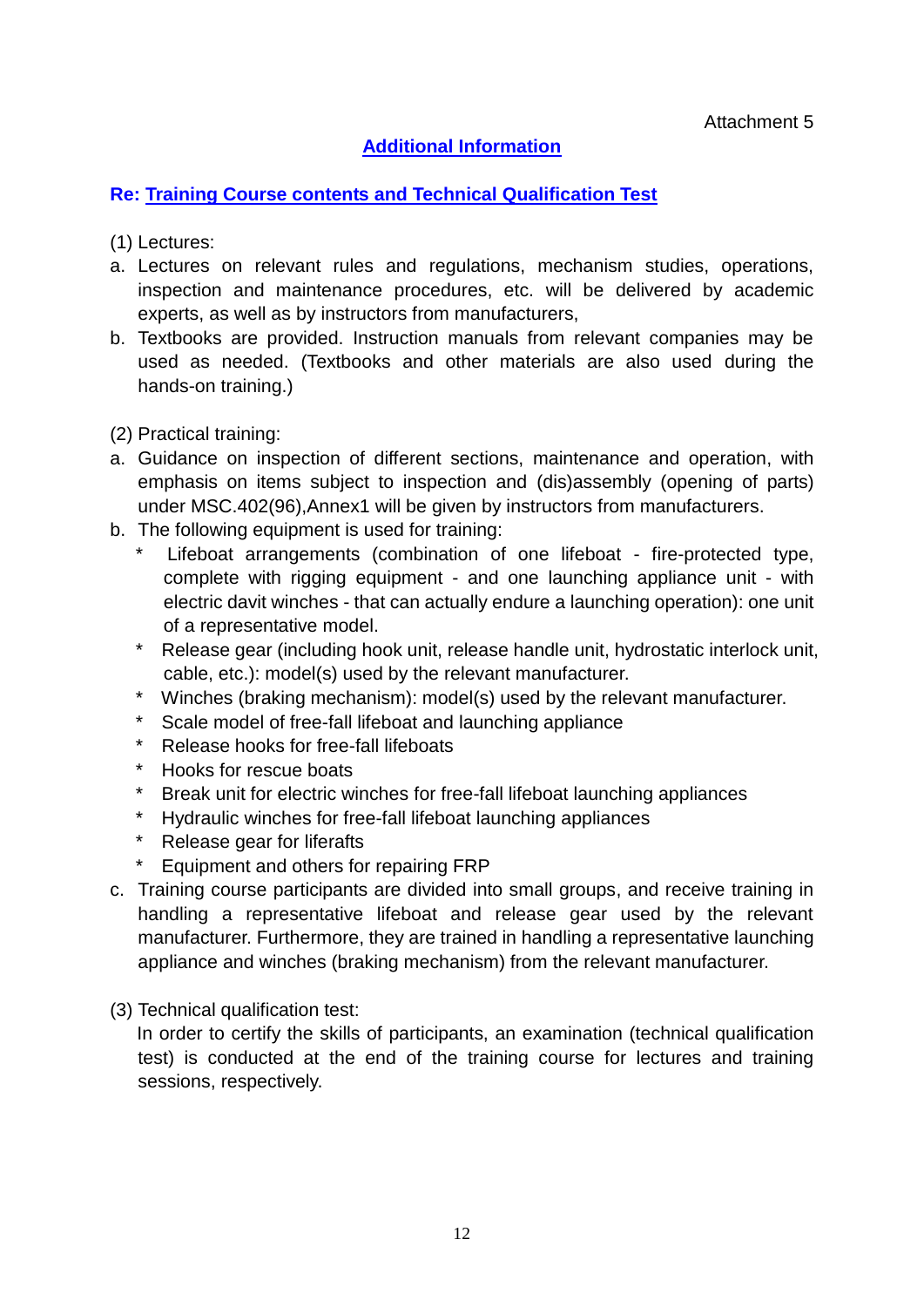Attachment 5

## Additional Information

### Re: Training Course contents and Technical Qualification Test

(1) Lectures:

a. Lectures on relevant rules and regulations, mechanism studies, operations, inspection and maintenance procedures, etc. will be delivered by academic experts, as well as by instructors from manufacturers,
b. Textbooks are provided. Instruction manuals from relevant companies may be used as needed. (Textbooks and other materials are also used during the hands-on training.)

(2) Practical training:

a. Guidance on inspection of different sections, maintenance and operation, with emphasis on items subject to inspection and (dis)assembly (opening of parts) under MSC.402(96),Annex1 will be given by instructors from manufacturers.
b. The following equipment is used for training:
   * Lifeboat arrangements (combination of one lifeboat - fire-protected type, complete with rigging equipment - and one launching appliance unit - with electric davit winches - that can actually endure a launching operation): one unit of a representative model.
   * Release gear (including hook unit, release handle unit, hydrostatic interlock unit, cable, etc.): model(s) used by the relevant manufacturer.
   * Winches (braking mechanism): model(s) used by the relevant manufacturer.
   * Scale model of free-fall lifeboat and launching appliance
   * Release hooks for free-fall lifeboats
   * Hooks for rescue boats
   * Break unit for electric winches for free-fall lifeboat launching appliances
   * Hydraulic winches for free-fall lifeboat launching appliances
   * Release gear for liferafts
   * Equipment and others for repairing FRP
c. Training course participants are divided into small groups, and receive training in handling a representative lifeboat and release gear used by the relevant manufacturer. Furthermore, they are trained in handling a representative launching appliance and winches (braking mechanism) from the relevant manufacturer.

(3) Technical qualification test:

In order to certify the skills of participants, an examination (technical qualification test) is conducted at the end of the training course for lectures and training sessions, respectively.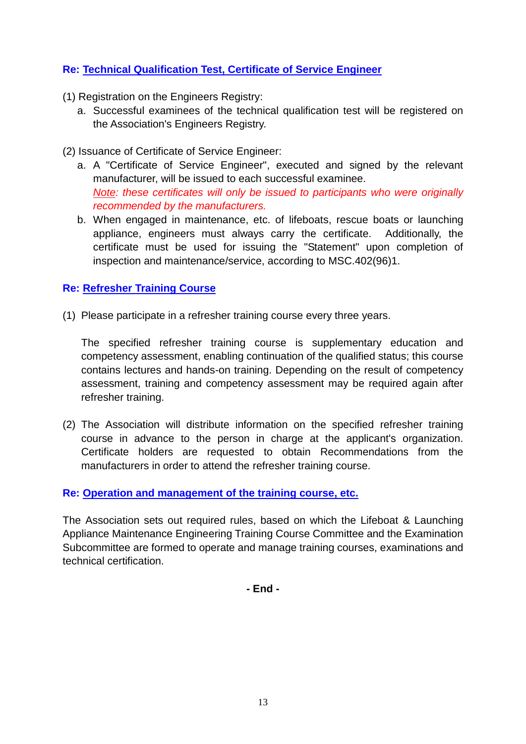### Re: Technical Qualification Test, Certificate of Service Engineer

(1) Registration on the Engineers Registry:

a. Successful examinees of the technical qualification test will be registered on the Association's Engineers Registry.

(2) Issuance of Certificate of Service Engineer:

a. A "Certificate of Service Engineer", executed and signed by the relevant manufacturer, will be issued to each successful examinee.
*Note: these certificates will only be issued to participants who were originally recommended by the manufacturers.*

b. When engaged in maintenance, etc. of lifeboats, rescue boats or launching appliance, engineers must always carry the certificate. Additionally, the certificate must be used for issuing the "Statement" upon completion of inspection and maintenance/service, according to MSC.402(96)1.

### Re: Refresher Training Course

(1) Please participate in a refresher training course every three years.

The specified refresher training course is supplementary education and competency assessment, enabling continuation of the qualified status; this course contains lectures and hands-on training. Depending on the result of competency assessment, training and competency assessment may be required again after refresher training.

(2) The Association will distribute information on the specified refresher training course in advance to the person in charge at the applicant's organization. Certificate holders are requested to obtain Recommendations from the manufacturers in order to attend the refresher training course.

### Re: Operation and management of the training course, etc.

The Association sets out required rules, based on which the Lifeboat & Launching Appliance Maintenance Engineering Training Course Committee and the Examination Subcommittee are formed to operate and manage training courses, examinations and technical certification.

**- End -**